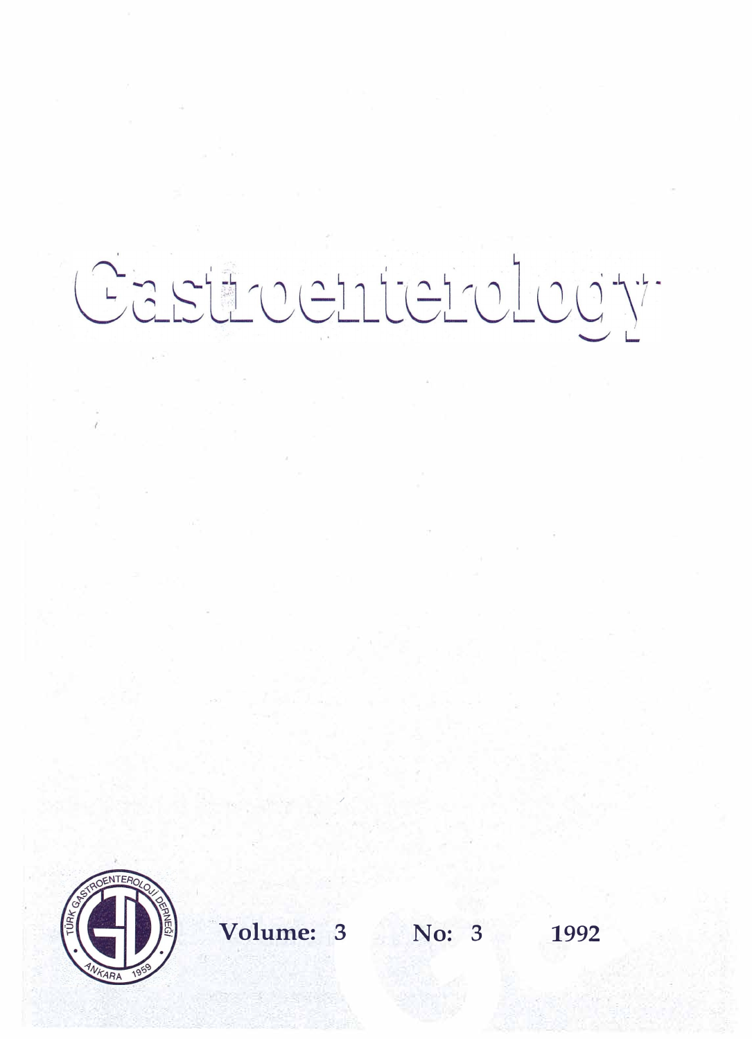# Gastroenterology

TÜRK GASTROENTEROLOJİ DERNEĞİ ANKARA 1959

**Volume: 3 No: 3 1992**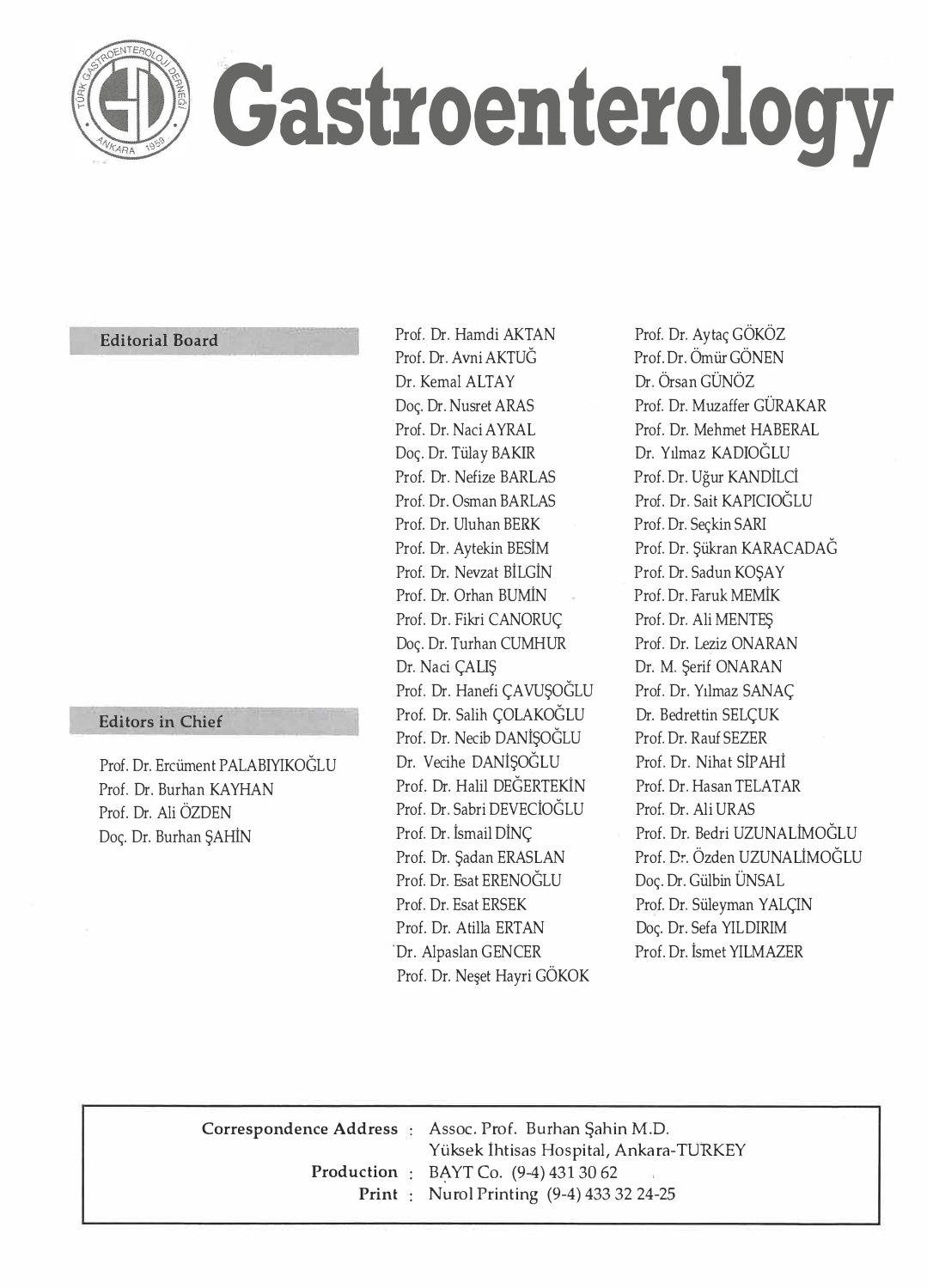# Gastroenterology

## Editorial Board

Prof. Dr. Hamdi AKTAN
Prof. Dr. Avni AKTUĞ
Dr. Kemal ALTAY
Doç. Dr. Nusret ARAS
Prof. Dr. Naci AYRAL
Doç. Dr. Tülay BAKIR
Prof. Dr. Nefize BARLAS
Prof. Dr. Osman BARLAS
Prof. Dr. Uluhan BERK
Prof. Dr. Aytekin BESİM
Prof. Dr. Nevzat BİLGİN
Prof. Dr. Orhan BUMİN
Prof. Dr. Fikri CANORUÇ
Doç. Dr. Turhan CUMHUR
Dr. Naci ÇALIŞ
Prof. Dr. Hanefi ÇAVUŞOĞLU
Prof. Dr. Salih ÇOLAKOĞLU
Prof. Dr. Necib DANİŞOĞLU
Dr. Vecihe DANİŞOĞLU
Prof. Dr. Halil DEĞERTEKİN
Prof. Dr. Sabri DEVECİOĞLU
Prof. Dr. İsmail DİNÇ
Prof. Dr. Şadan ERASLAN
Prof. Dr. Esat ERENOĞLU
Prof. Dr. Esat ERSEK
Prof. Dr. Atilla ERTAN
Dr. Alpaslan GENCER
Prof. Dr. Neşet Hayri GÖKOK
Prof. Dr. Aytaç GÖKÖZ
Prof. Dr. Ömür GÖNEN
Dr. Örsan GÜNÖZ
Prof. Dr. Muzaffer GÜRAKAR
Prof. Dr. Mehmet HABERAL
Dr. Yılmaz KADIOĞLU
Prof. Dr. Uğur KANDİLCİ
Prof. Dr. Sait KAPICIOĞLU
Prof. Dr. Seçkin SARI
Prof. Dr. Şükran KARACADAĞ
Prof. Dr. Sadun KOŞAY
Prof. Dr. Faruk MEMİK
Prof. Dr. Ali MENTEŞ
Prof. Dr. Leziz ONARAN
Dr. M. Şerif ONARAN
Prof. Dr. Yılmaz SANAÇ
Dr. Bedrettin SELÇUK
Prof. Dr. Rauf SEZER
Prof. Dr. Nihat SİPAHİ
Prof. Dr. Hasan TELATAR
Prof. Dr. Ali URAS
Prof. Dr. Bedri UZUNALİMOĞLU
Prof. Dr. Özden UZUNALİMOĞLU
Doç. Dr. Gülbin ÜNSAL
Prof. Dr. Süleyman YALÇIN
Doç. Dr. Sefa YILDIRIM
Prof. Dr. İsmet YILMAZER

## Editors in Chief

Prof. Dr. Ercüment PALABIYIKOĞLU
Prof. Dr. Burhan KAYHAN
Prof. Dr. Ali ÖZDEN
Doç. Dr. Burhan ŞAHİN

**Correspondence Address** : Assoc. Prof. Burhan Şahin M.D.
Yüksek İhtisas Hospital, Ankara-TURKEY
**Production** : BAYT Co. (9-4) 431 30 62
**Print** : Nurol Printing (9-4) 433 32 24-25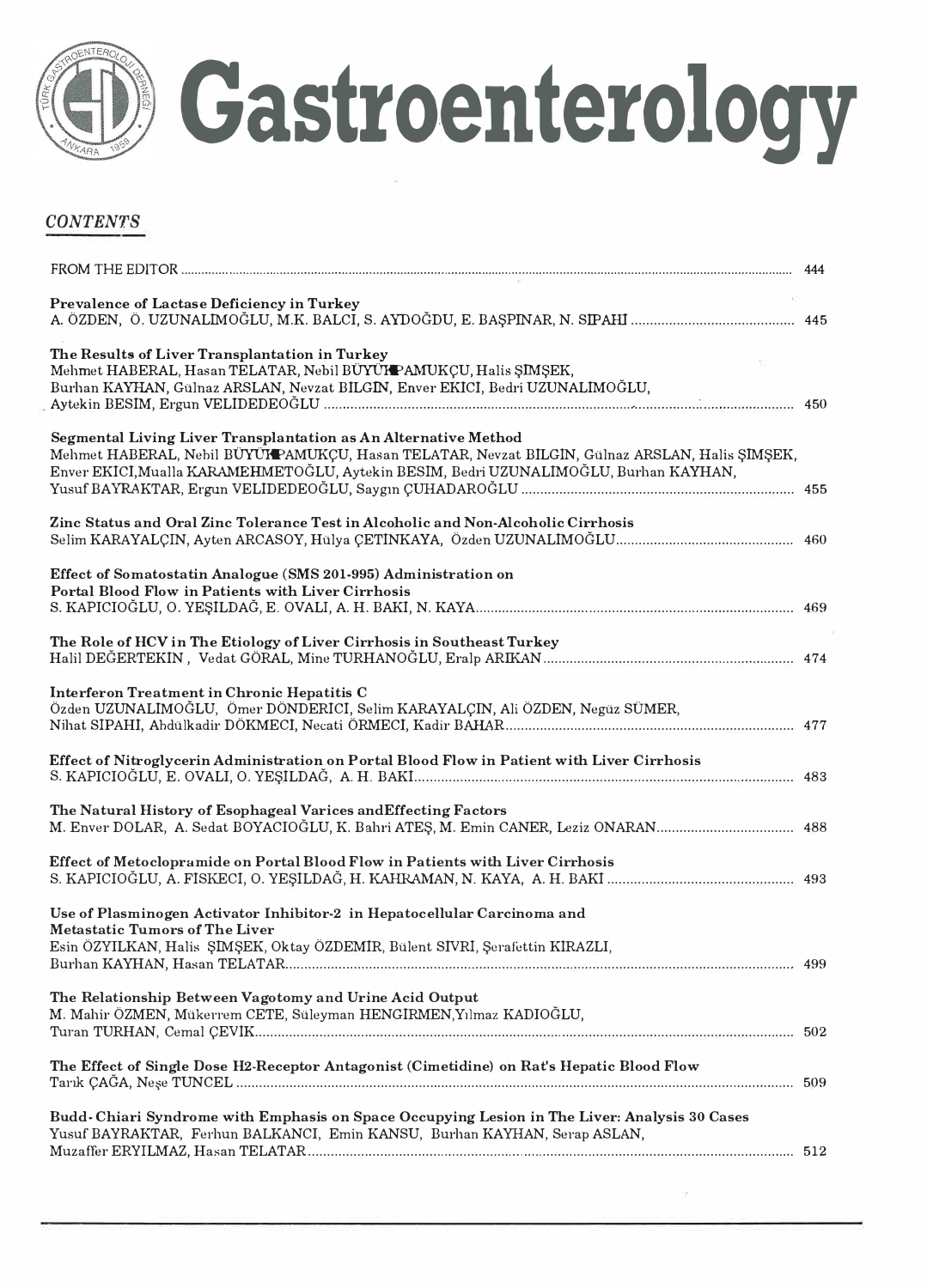# Gastroenterology

## *CONTENTS*

FROM THE EDITOR ..... 444

**Prevalence of Lactase Deficiency in Turkey**
A. ÖZDEN, Ö. UZUNALIMOĞLU, M.K. BALCI, S. AYDOĞDU, E. BAŞPINAR, N. SIPAHI ..... 445

**The Results of Liver Transplantation in Turkey**
Mehmet HABERAL, Hasan TELATAR, Nebil BÜYÜKPAMUKÇU, Halis ŞIMŞEK, Burhan KAYHAN, Gülnaz ARSLAN, Nevzat BILGIN, Enver EKICI, Bedri UZUNALIMOĞLU, Aytekin BESIM, Ergun VELIDEDEOĞLU ..... 450

**Segmental Living Liver Transplantation as An Alternative Method**
Mehmet HABERAL, Nebil BÜYÜKPAMUKÇU, Hasan TELATAR, Nevzat BILGIN, Gülnaz ARSLAN, Halis ŞIMŞEK, Enver EKICI, Mualla KARAMEHMETOĞLU, Aytekin BESIM, Bedri UZUNALIMOĞLU, Burhan KAYHAN, Yusuf BAYRAKTAR, Ergun VELIDEDEOĞLU, Saygın ÇUHADAROĞLU ..... 455

**Zinc Status and Oral Zinc Tolerance Test in Alcoholic and Non-Alcoholic Cirrhosis**
Selim KARAYALÇIN, Ayten ARCASOY, Hülya ÇETINKAYA, Özden UZUNALIMOĞLU ..... 460

**Effect of Somatostatin Analogue (SMS 201-995) Administration on Portal Blood Flow in Patients with Liver Cirrhosis**
S. KAPICIOĞLU, O. YEŞILDAĞ, E. OVALI, A. H. BAKI, N. KAYA ..... 469

**The Role of HCV in The Etiology of Liver Cirrhosis in Southeast Turkey**
Halil DEĞERTEKIN, Vedat GÖRAL, Mine TURHANOĞLU, Eralp ARIKAN ..... 474

**Interferon Treatment in Chronic Hepatitis C**
Özden UZUNALIMOĞLU, Ömer DÖNDERICI, Selim KARAYALÇIN, Ali ÖZDEN, Negüz SÜMER, Nihat SIPAHI, Abdülkadir DÖKMECI, Necati ÖRMECI, Kadir BAHAR ..... 477

**Effect of Nitroglycerin Administration on Portal Blood Flow in Patient with Liver Cirrhosis**
S. KAPICIOĞLU, E. OVALI, O. YEŞILDAĞ, A. H. BAKI ..... 483

**The Natural History of Esophageal Varices andEffecting Factors**
M. Enver DOLAR, A. Sedat BOYACIOĞLU, K. Bahri ATEŞ, M. Emin CANER, Leziz ONARAN ..... 488

**Effect of Metoclopramide on Portal Blood Flow in Patients with Liver Cirrhosis**
S. KAPICIOĞLU, A. FISKECI, O. YEŞILDAĞ, H. KAHRAMAN, N. KAYA, A. H. BAKI ..... 493

**Use of Plasminogen Activator Inhibitor-2 in Hepatocellular Carcinoma and Metastatic Tumors of The Liver**
Esin ÖZYILKAN, Halis ŞIMŞEK, Oktay ÖZDEMIR, Bülent SIVRI, Şerafettin KIRAZLI, Burhan KAYHAN, Hasan TELATAR ..... 499

**The Relationship Between Vagotomy and Urine Acid Output**
M. Mahir ÖZMEN, Mükerrem CETE, Süleyman HENGIRMEN, Yılmaz KADIOĞLU, Turan TURHAN, Cemal ÇEVIK ..... 502

**The Effect of Single Dose H2-Receptor Antagonist (Cimetidine) on Rat's Hepatic Blood Flow**
Tarık ÇAĞA, Neşe TUNCEL ..... 509

**Budd-Chiari Syndrome with Emphasis on Space Occupying Lesion in The Liver: Analysis 30 Cases**
Yusuf BAYRAKTAR, Ferhun BALKANCI, Emin KANSU, Burhan KAYHAN, Serap ASLAN, Muzaffer ERYILMAZ, Hasan TELATAR ..... 512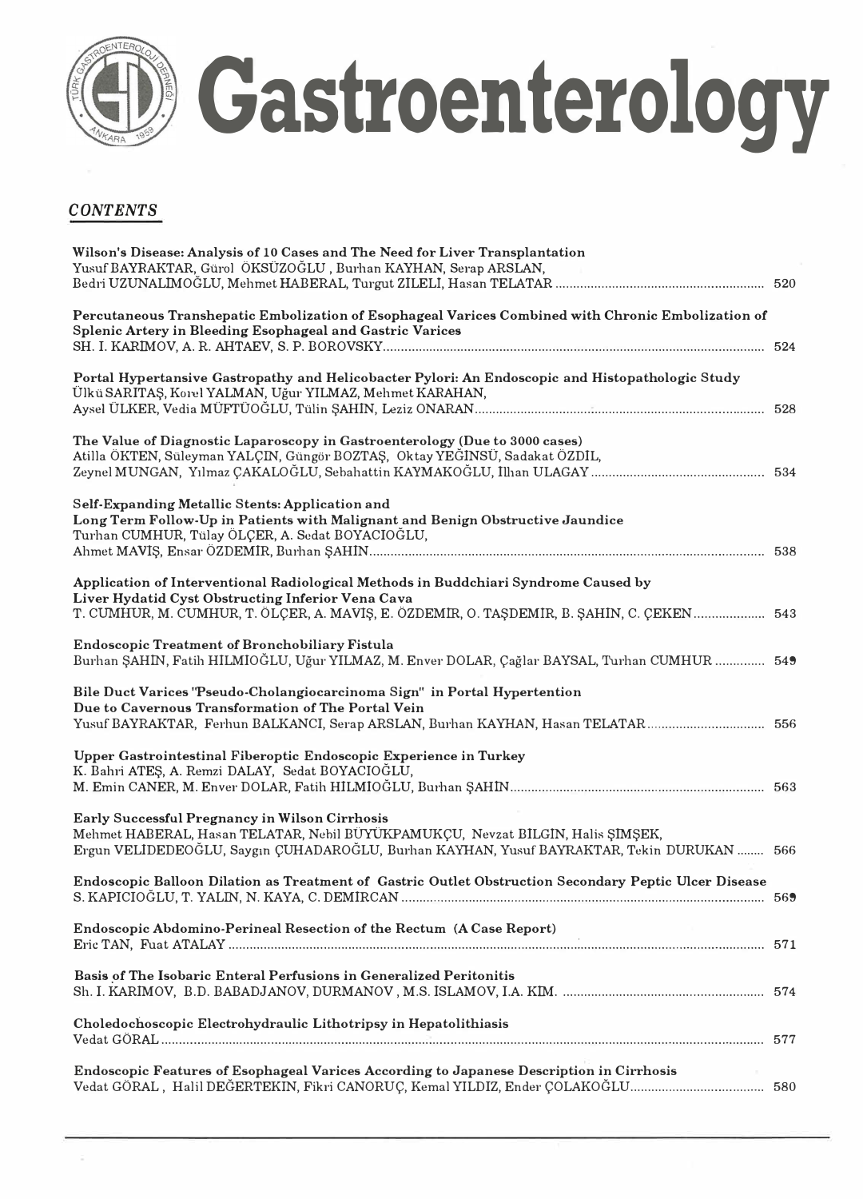# Gastroenterology

## *CONTENTS*

**Wilson's Disease: Analysis of 10 Cases and The Need for Liver Transplantation**
Yusuf BAYRAKTAR, Gürol ÖKSÜZOĞLU , Burhan KAYHAN, Serap ARSLAN,
Bedri UZUNALIMOĞLU, Mehmet HABERAL, Turgut ZILELI, Hasan TELATAR ........................................ 520

**Percutaneous Transhepatic Embolization of Esophageal Varices Combined with Chronic Embolization of Splenic Artery in Bleeding Esophageal and Gastric Varices**
SH. I. KARIMOV, A. R. AHTAEV, S. P. BOROVSKY ........................................ 524

**Portal Hypertansive Gastropathy and Helicobacter Pylori: An Endoscopic and Histopathologic Study**
Ülkü SARITAŞ, Korel YALMAN, Uğur YILMAZ, Mehmet KARAHAN,
Aysel ÜLKER, Vedia MÜFTÜOĞLU, Tülin ŞAHIN, Leziz ONARAN ........................................ 528

**The Value of Diagnostic Laparoscopy in Gastroenterology (Due to 3000 cases)**
Atilla ÖKTEN, Süleyman YALÇIN, Güngör BOZTAŞ, Oktay YEĞINSÜ, Sadakat ÖZDIL,
Zeynel MUNGAN, Yılmaz ÇAKALOĞLU, Sebahattin KAYMAKOĞLU, Ilhan ULAGAY ........................................ 534

**Self-Expanding Metallic Stents: Application and Long Term Follow-Up in Patients with Malignant and Benign Obstructive Jaundice**
Turhan CUMHUR, Tülay ÖLÇER, A. Sedat BOYACIOĞLU,
Ahmet MAVIŞ, Ensar ÖZDEMIR, Burhan ŞAHIN ........................................ 538

**Application of Interventional Radiological Methods in Buddchiari Syndrome Caused by Liver Hydatid Cyst Obstructing Inferior Vena Cava**
T. CUMHUR, M. CUMHUR, T. ÖLÇER, A. MAVIŞ, E. ÖZDEMIR, O. TAŞDEMIR, B. ŞAHIN, C. ÇEKEN ........................................ 543

**Endoscopic Treatment of Bronchobiliary Fistula**
Burhan ŞAHIN, Fatih HILMIOĞLU, Uğur YILMAZ, M. Enver DOLAR, Çağlar BAYSAL, Turhan CUMHUR ........................................ 549

**Bile Duct Varices "Pseudo-Cholangiocarcinoma Sign" in Portal Hypertention Due to Cavernous Transformation of The Portal Vein**
Yusuf BAYRAKTAR, Ferhun BALKANCI, Serap ARSLAN, Burhan KAYHAN, Hasan TELATAR ........................................ 556

**Upper Gastrointestinal Fiberoptic Endoscopic Experience in Turkey**
K. Bahri ATEŞ, A. Remzi DALAY, Sedat BOYACIOĞLU,
M. Emin CANER, M. Enver DOLAR, Fatih HILMIOĞLU, Burhan ŞAHIN ........................................ 563

**Early Successful Pregnancy in Wilson Cirrhosis**
Mehmet HABERAL, Hasan TELATAR, Nebil BÜYÜKPAMUKÇU, Nevzat BILGIN, Halis ŞIMŞEK,
Ergun VELIDEDEOĞLU, Saygın ÇUHADAROĞLU, Burhan KAYHAN, Yusuf BAYRAKTAR, Tekin DURUKAN ........ 566

**Endoscopic Balloon Dilation as Treatment of Gastric Outlet Obstruction Secondary Peptic Ulcer Disease**
S. KAPICIOĞLU, T. YALIN, N. KAYA, C. DEMIRCAN ........................................ 569

**Endoscopic Abdomino-Perineal Resection of the Rectum (A Case Report)**
Eric TAN, Fuat ATALAY ........................................ 571

**Basis of The Isobaric Enteral Perfusions in Generalized Peritonitis**
Sh. I. KARIMOV, B.D. BABADJANOV, DURMANOV , M.S. ISLAMOV, I.A. KIM. ........................................ 574

**Choledochoscopic Electrohydraulic Lithotripsy in Hepatolithiasis**
Vedat GÖRAL ........................................ 577

**Endoscopic Features of Esophageal Varices According to Japanese Description in Cirrhosis**
Vedat GÖRAL , Halil DEĞERTEKIN, Fikri CANORUÇ, Kemal YILDIZ, Ender ÇOLAKOĞLU ........................................ 580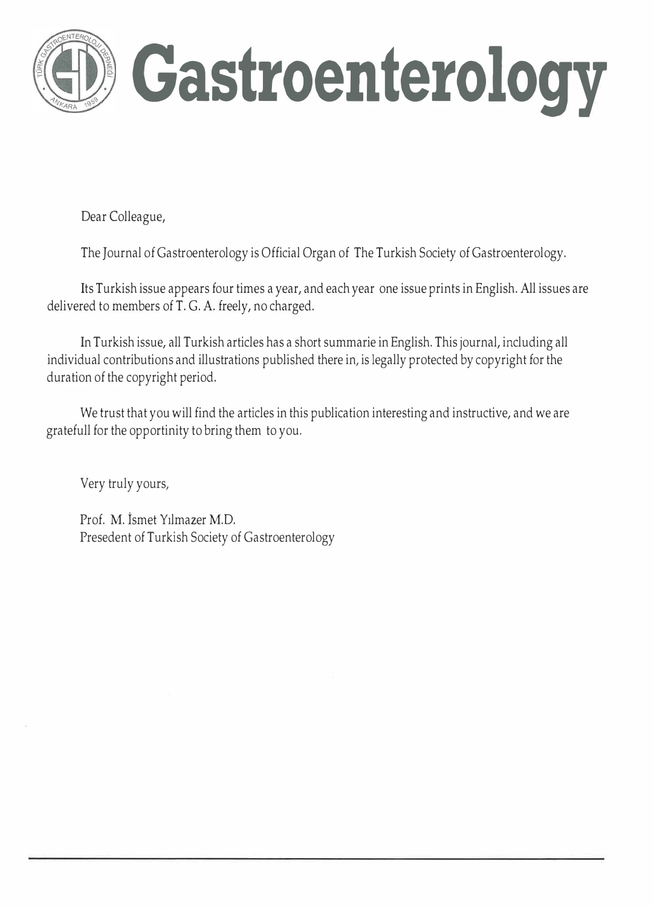# Gastroenterology

Dear Colleague,

The Journal of Gastroenterology is Official Organ of The Turkish Society of Gastroenterology.

Its Turkish issue appears four times a year, and each year one issue prints in English. All issues are delivered to members of T. G. A. freely, no charged.

In Turkish issue, all Turkish articles has a short summarie in English. This journal, including all individual contributions and illustrations published there in, is legally protected by copyright for the duration of the copyright period.

We trust that you will find the articles in this publication interesting and instructive, and we are gratefull for the opportinity to bring them to you.

Very truly yours,

Prof. M. İsmet Yılmazer M.D.
Presedent of Turkish Society of Gastroenterology